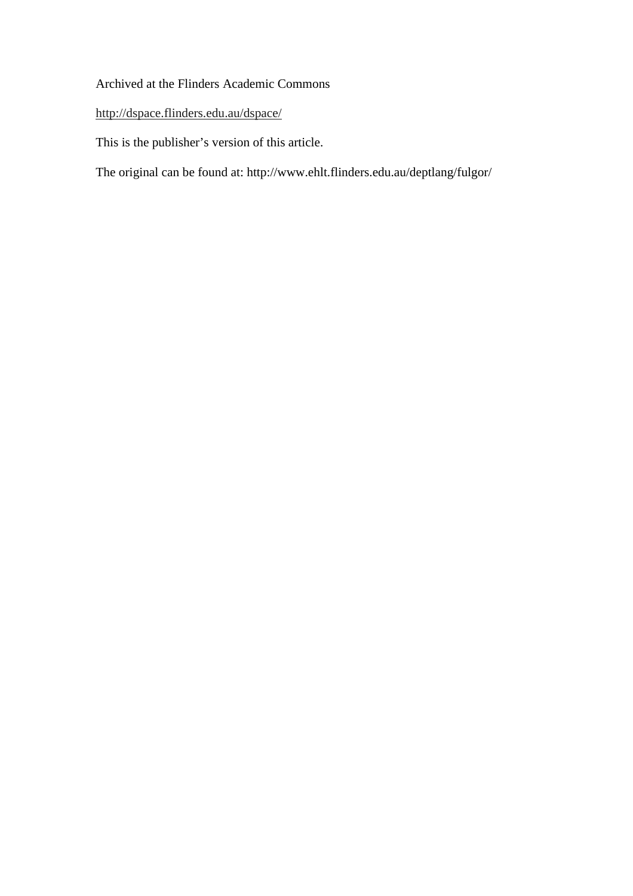Archived at the Flinders Academic Commons

http://dspace.flinders.edu.au/dspace/

This is the publisher's version of this article.

The original can be found at: http://www.ehlt.flinders.edu.au/deptlang/fulgor/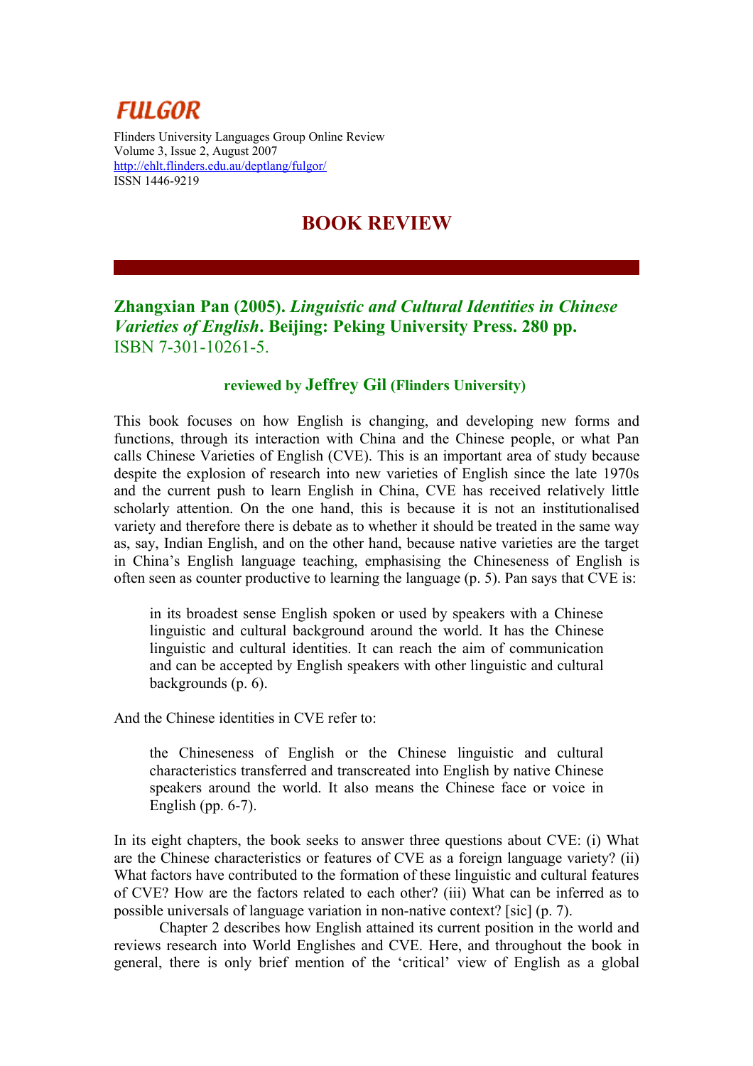# FULGOR

Flinders University Languages Group Online Review
Volume 3, Issue 2, August 2007
http://ehlt.flinders.edu.au/deptlang/fulgor/
ISSN 1446-9219

## BOOK REVIEW

### Zhangxian Pan (2005). *Linguistic and Cultural Identities in Chinese Varieties of English*. Beijing: Peking University Press. 280 pp. ISBN 7-301-10261-5.

**reviewed by Jeffrey Gil (Flinders University)**

This book focuses on how English is changing, and developing new forms and functions, through its interaction with China and the Chinese people, or what Pan calls Chinese Varieties of English (CVE). This is an important area of study because despite the explosion of research into new varieties of English since the late 1970s and the current push to learn English in China, CVE has received relatively little scholarly attention. On the one hand, this is because it is not an institutionalised variety and therefore there is debate as to whether it should be treated in the same way as, say, Indian English, and on the other hand, because native varieties are the target in China's English language teaching, emphasising the Chineseness of English is often seen as counter productive to learning the language (p. 5). Pan says that CVE is:

> in its broadest sense English spoken or used by speakers with a Chinese linguistic and cultural background around the world. It has the Chinese linguistic and cultural identities. It can reach the aim of communication and can be accepted by English speakers with other linguistic and cultural backgrounds (p. 6).

And the Chinese identities in CVE refer to:

> the Chineseness of English or the Chinese linguistic and cultural characteristics transferred and transcreated into English by native Chinese speakers around the world. It also means the Chinese face or voice in English (pp. 6-7).

In its eight chapters, the book seeks to answer three questions about CVE: (i) What are the Chinese characteristics or features of CVE as a foreign language variety? (ii) What factors have contributed to the formation of these linguistic and cultural features of CVE? How are the factors related to each other? (iii) What can be inferred as to possible universals of language variation in non-native context? [sic] (p. 7).

Chapter 2 describes how English attained its current position in the world and reviews research into World Englishes and CVE. Here, and throughout the book in general, there is only brief mention of the 'critical' view of English as a global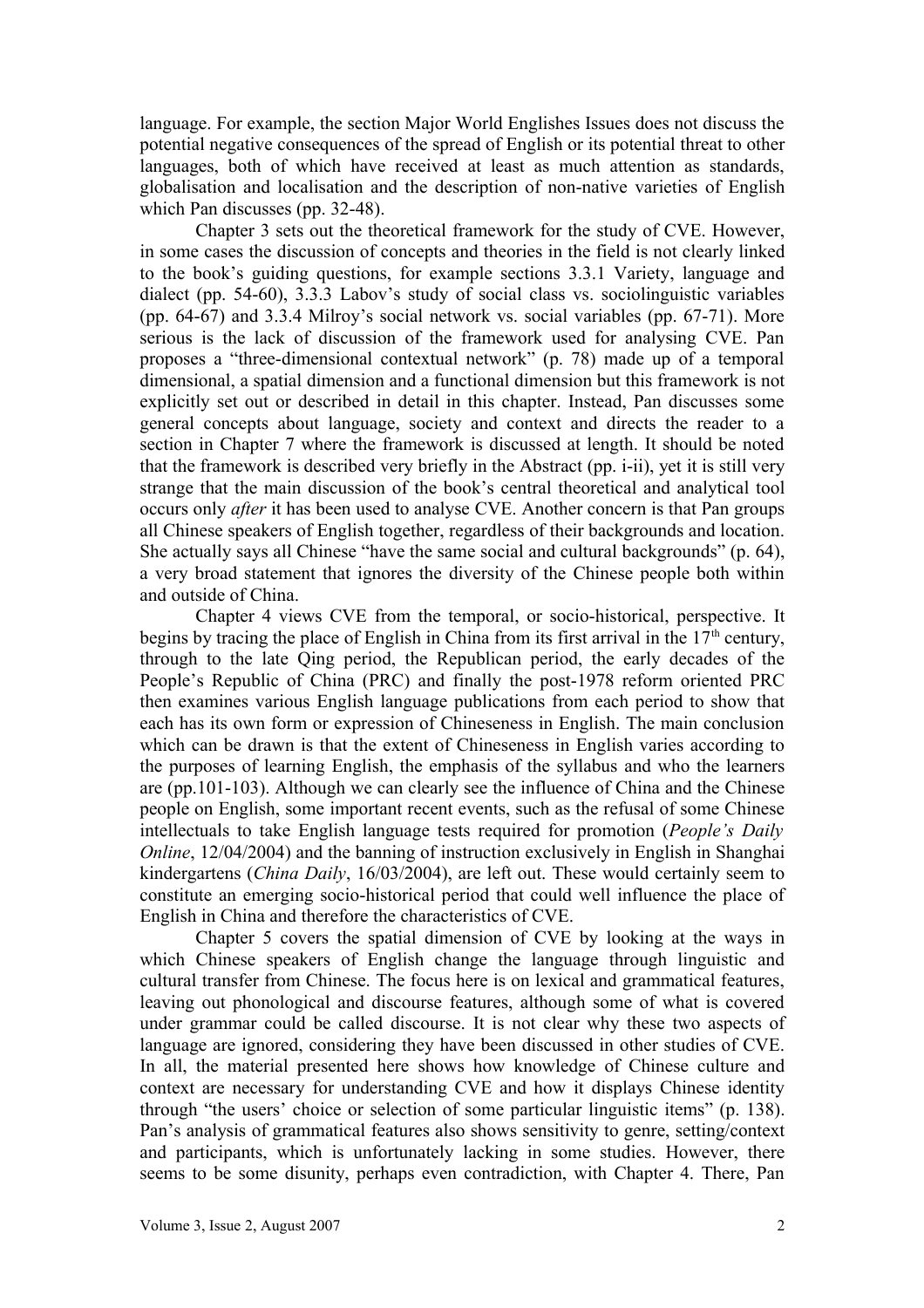language. For example, the section Major World Englishes Issues does not discuss the potential negative consequences of the spread of English or its potential threat to other languages, both of which have received at least as much attention as standards, globalisation and localisation and the description of non-native varieties of English which Pan discusses (pp. 32-48).

Chapter 3 sets out the theoretical framework for the study of CVE. However, in some cases the discussion of concepts and theories in the field is not clearly linked to the book's guiding questions, for example sections 3.3.1 Variety, language and dialect (pp. 54-60), 3.3.3 Labov's study of social class vs. sociolinguistic variables (pp. 64-67) and 3.3.4 Milroy's social network vs. social variables (pp. 67-71). More serious is the lack of discussion of the framework used for analysing CVE. Pan proposes a "three-dimensional contextual network" (p. 78) made up of a temporal dimensional, a spatial dimension and a functional dimension but this framework is not explicitly set out or described in detail in this chapter. Instead, Pan discusses some general concepts about language, society and context and directs the reader to a section in Chapter 7 where the framework is discussed at length. It should be noted that the framework is described very briefly in the Abstract (pp. i-ii), yet it is still very strange that the main discussion of the book's central theoretical and analytical tool occurs only *after* it has been used to analyse CVE. Another concern is that Pan groups all Chinese speakers of English together, regardless of their backgrounds and location. She actually says all Chinese "have the same social and cultural backgrounds" (p. 64), a very broad statement that ignores the diversity of the Chinese people both within and outside of China.

Chapter 4 views CVE from the temporal, or socio-historical, perspective. It begins by tracing the place of English in China from its first arrival in the 17th century, through to the late Qing period, the Republican period, the early decades of the People's Republic of China (PRC) and finally the post-1978 reform oriented PRC then examines various English language publications from each period to show that each has its own form or expression of Chineseness in English. The main conclusion which can be drawn is that the extent of Chineseness in English varies according to the purposes of learning English, the emphasis of the syllabus and who the learners are (pp.101-103). Although we can clearly see the influence of China and the Chinese people on English, some important recent events, such as the refusal of some Chinese intellectuals to take English language tests required for promotion (*People's Daily Online*, 12/04/2004) and the banning of instruction exclusively in English in Shanghai kindergartens (*China Daily*, 16/03/2004), are left out. These would certainly seem to constitute an emerging socio-historical period that could well influence the place of English in China and therefore the characteristics of CVE.

Chapter 5 covers the spatial dimension of CVE by looking at the ways in which Chinese speakers of English change the language through linguistic and cultural transfer from Chinese. The focus here is on lexical and grammatical features, leaving out phonological and discourse features, although some of what is covered under grammar could be called discourse. It is not clear why these two aspects of language are ignored, considering they have been discussed in other studies of CVE. In all, the material presented here shows how knowledge of Chinese culture and context are necessary for understanding CVE and how it displays Chinese identity through "the users' choice or selection of some particular linguistic items" (p. 138). Pan's analysis of grammatical features also shows sensitivity to genre, setting/context and participants, which is unfortunately lacking in some studies. However, there seems to be some disunity, perhaps even contradiction, with Chapter 4. There, Pan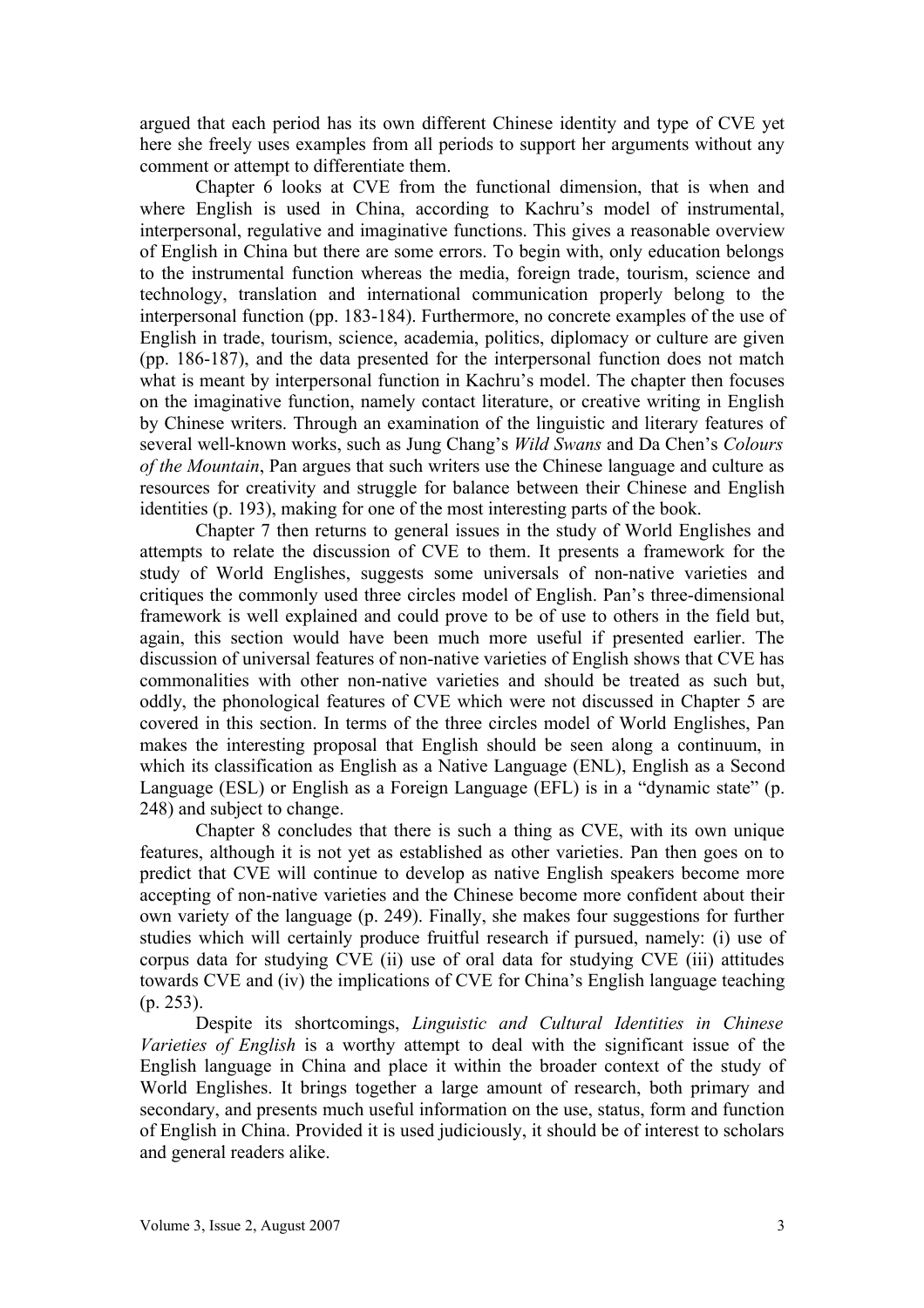argued that each period has its own different Chinese identity and type of CVE yet here she freely uses examples from all periods to support her arguments without any comment or attempt to differentiate them.

Chapter 6 looks at CVE from the functional dimension, that is when and where English is used in China, according to Kachru's model of instrumental, interpersonal, regulative and imaginative functions. This gives a reasonable overview of English in China but there are some errors. To begin with, only education belongs to the instrumental function whereas the media, foreign trade, tourism, science and technology, translation and international communication properly belong to the interpersonal function (pp. 183-184). Furthermore, no concrete examples of the use of English in trade, tourism, science, academia, politics, diplomacy or culture are given (pp. 186-187), and the data presented for the interpersonal function does not match what is meant by interpersonal function in Kachru's model. The chapter then focuses on the imaginative function, namely contact literature, or creative writing in English by Chinese writers. Through an examination of the linguistic and literary features of several well-known works, such as Jung Chang's *Wild Swans* and Da Chen's *Colours of the Mountain*, Pan argues that such writers use the Chinese language and culture as resources for creativity and struggle for balance between their Chinese and English identities (p. 193), making for one of the most interesting parts of the book.

Chapter 7 then returns to general issues in the study of World Englishes and attempts to relate the discussion of CVE to them. It presents a framework for the study of World Englishes, suggests some universals of non-native varieties and critiques the commonly used three circles model of English. Pan's three-dimensional framework is well explained and could prove to be of use to others in the field but, again, this section would have been much more useful if presented earlier. The discussion of universal features of non-native varieties of English shows that CVE has commonalities with other non-native varieties and should be treated as such but, oddly, the phonological features of CVE which were not discussed in Chapter 5 are covered in this section. In terms of the three circles model of World Englishes, Pan makes the interesting proposal that English should be seen along a continuum, in which its classification as English as a Native Language (ENL), English as a Second Language (ESL) or English as a Foreign Language (EFL) is in a "dynamic state" (p. 248) and subject to change.

Chapter 8 concludes that there is such a thing as CVE, with its own unique features, although it is not yet as established as other varieties. Pan then goes on to predict that CVE will continue to develop as native English speakers become more accepting of non-native varieties and the Chinese become more confident about their own variety of the language (p. 249). Finally, she makes four suggestions for further studies which will certainly produce fruitful research if pursued, namely: (i) use of corpus data for studying CVE (ii) use of oral data for studying CVE (iii) attitudes towards CVE and (iv) the implications of CVE for China's English language teaching (p. 253).

Despite its shortcomings, *Linguistic and Cultural Identities in Chinese Varieties of English* is a worthy attempt to deal with the significant issue of the English language in China and place it within the broader context of the study of World Englishes. It brings together a large amount of research, both primary and secondary, and presents much useful information on the use, status, form and function of English in China. Provided it is used judiciously, it should be of interest to scholars and general readers alike.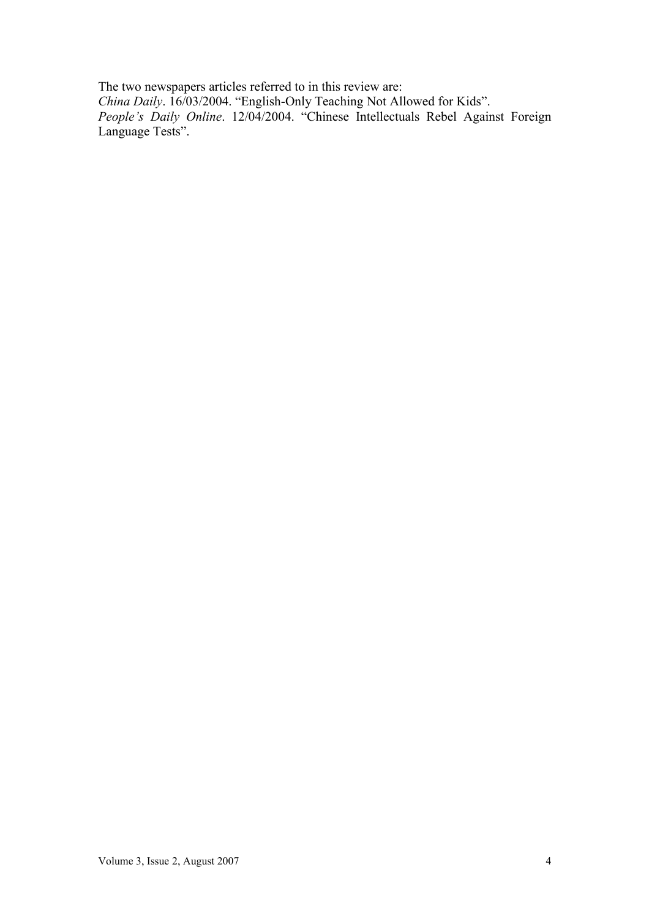The two newspapers articles referred to in this review are:

*China Daily*. 16/03/2004. "English-Only Teaching Not Allowed for Kids".

*People's Daily Online*. 12/04/2004. "Chinese Intellectuals Rebel Against Foreign Language Tests".